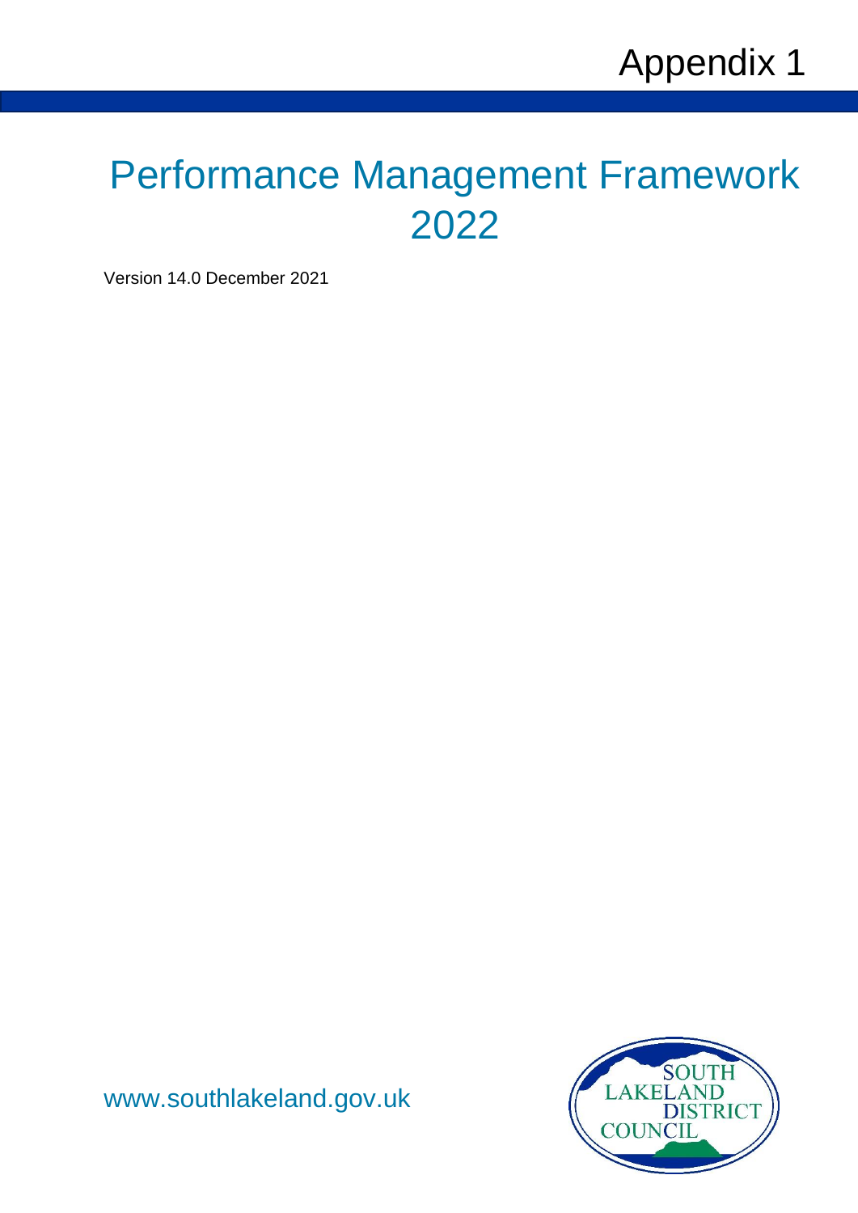Appendix 1

# Performance Management Framework 2022

Version 14.0 December 2021

www.southlakeland.gov.uk

SOUTH LAKELAND DISTRICT COUNCIL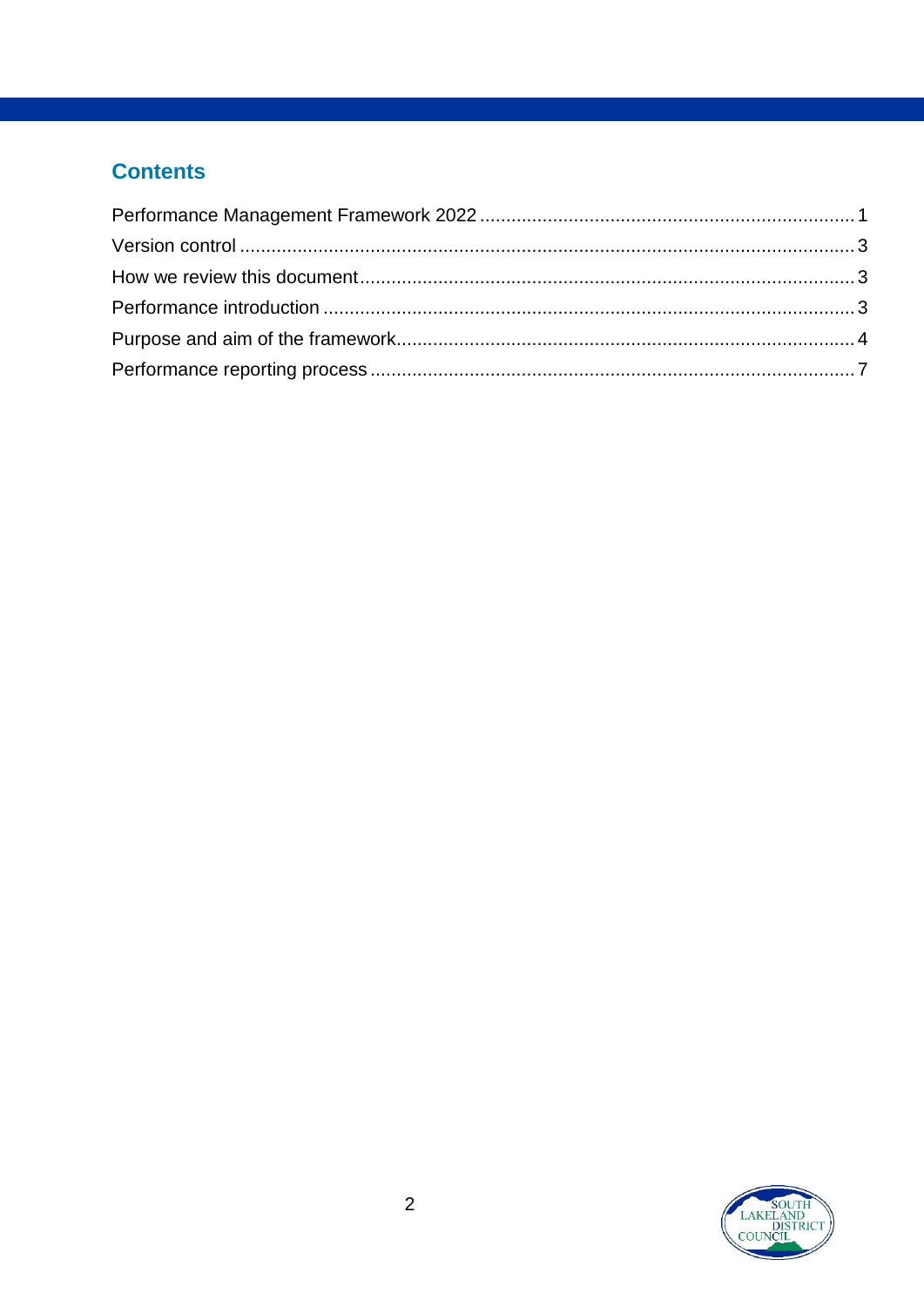## Contents

Performance Management Framework 2022 .......... 1
Version control .......... 3
How we review this document .......... 3
Performance introduction .......... 3
Purpose and aim of the framework .......... 4
Performance reporting process .......... 7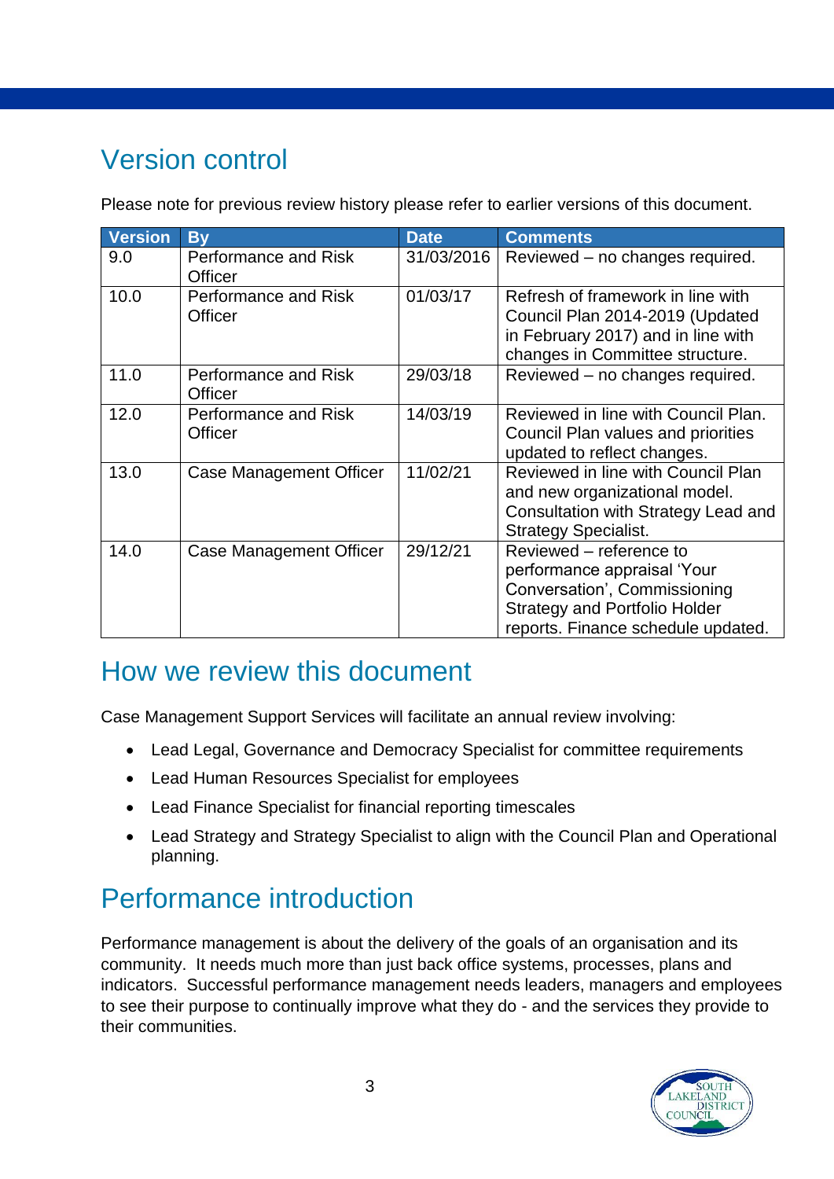## Version control

Please note for previous review history please refer to earlier versions of this document.

| Version | By | Date | Comments |
|---|---|---|---|
| 9.0 | Performance and Risk Officer | 31/03/2016 | Reviewed – no changes required. |
| 10.0 | Performance and Risk Officer | 01/03/17 | Refresh of framework in line with Council Plan 2014-2019 (Updated in February 2017) and in line with changes in Committee structure. |
| 11.0 | Performance and Risk Officer | 29/03/18 | Reviewed – no changes required. |
| 12.0 | Performance and Risk Officer | 14/03/19 | Reviewed in line with Council Plan. Council Plan values and priorities updated to reflect changes. |
| 13.0 | Case Management Officer | 11/02/21 | Reviewed in line with Council Plan and new organizational model. Consultation with Strategy Lead and Strategy Specialist. |
| 14.0 | Case Management Officer | 29/12/21 | Reviewed – reference to performance appraisal 'Your Conversation', Commissioning Strategy and Portfolio Holder reports. Finance schedule updated. |

## How we review this document

Case Management Support Services will facilitate an annual review involving:

- Lead Legal, Governance and Democracy Specialist for committee requirements
- Lead Human Resources Specialist for employees
- Lead Finance Specialist for financial reporting timescales
- Lead Strategy and Strategy Specialist to align with the Council Plan and Operational planning.

## Performance introduction

Performance management is about the delivery of the goals of an organisation and its community. It needs much more than just back office systems, processes, plans and indicators. Successful performance management needs leaders, managers and employees to see their purpose to continually improve what they do - and the services they provide to their communities.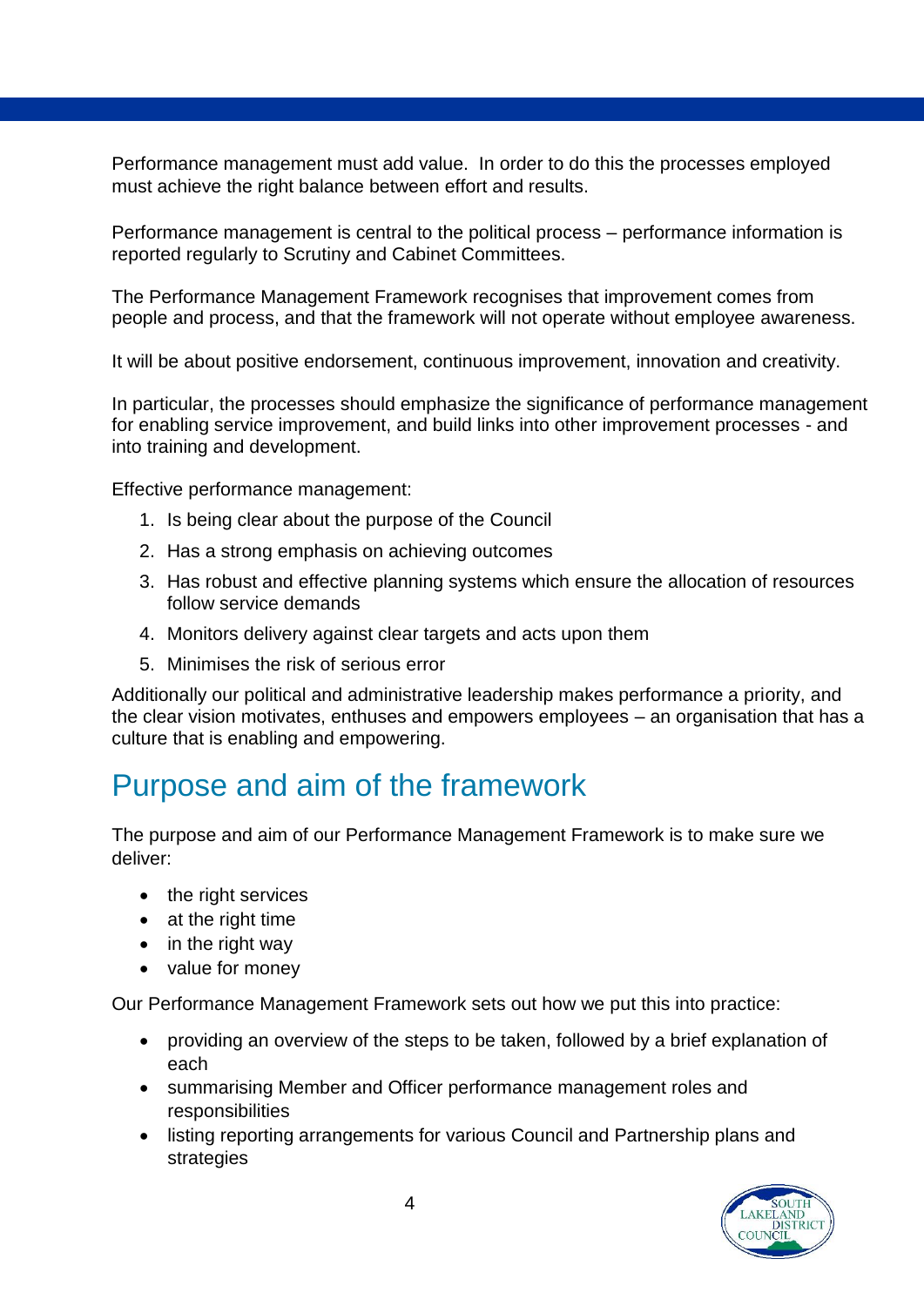Performance management must add value. In order to do this the processes employed must achieve the right balance between effort and results.

Performance management is central to the political process – performance information is reported regularly to Scrutiny and Cabinet Committees.

The Performance Management Framework recognises that improvement comes from people and process, and that the framework will not operate without employee awareness.

It will be about positive endorsement, continuous improvement, innovation and creativity.

In particular, the processes should emphasize the significance of performance management for enabling service improvement, and build links into other improvement processes - and into training and development.

Effective performance management:

1. Is being clear about the purpose of the Council
2. Has a strong emphasis on achieving outcomes
3. Has robust and effective planning systems which ensure the allocation of resources follow service demands
4. Monitors delivery against clear targets and acts upon them
5. Minimises the risk of serious error

Additionally our political and administrative leadership makes performance a priority, and the clear vision motivates, enthuses and empowers employees – an organisation that has a culture that is enabling and empowering.

## Purpose and aim of the framework

The purpose and aim of our Performance Management Framework is to make sure we deliver:

- the right services
- at the right time
- in the right way
- value for money

Our Performance Management Framework sets out how we put this into practice:

- providing an overview of the steps to be taken, followed by a brief explanation of each
- summarising Member and Officer performance management roles and responsibilities
- listing reporting arrangements for various Council and Partnership plans and strategies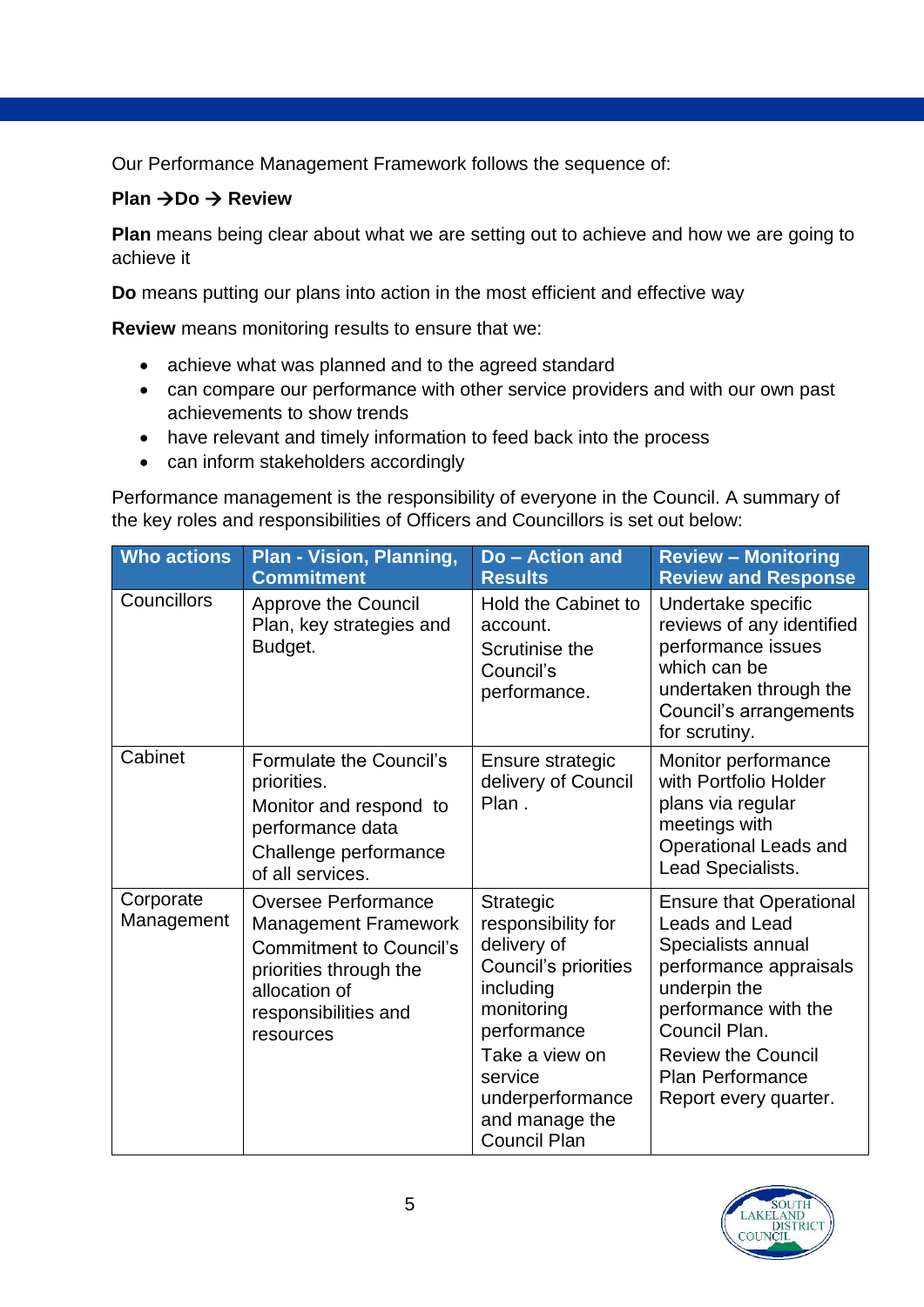Our Performance Management Framework follows the sequence of:

**Plan →Do → Review**

**Plan** means being clear about what we are setting out to achieve and how we are going to achieve it

**Do** means putting our plans into action in the most efficient and effective way

**Review** means monitoring results to ensure that we:

- achieve what was planned and to the agreed standard
- can compare our performance with other service providers and with our own past achievements to show trends
- have relevant and timely information to feed back into the process
- can inform stakeholders accordingly

Performance management is the responsibility of everyone in the Council. A summary of the key roles and responsibilities of Officers and Councillors is set out below:

| Who actions | Plan - Vision, Planning, Commitment | Do – Action and Results | Review – Monitoring Review and Response |
|---|---|---|---|
| Councillors | Approve the Council Plan, key strategies and Budget. | Hold the Cabinet to account.<br>Scrutinise the Council's performance. | Undertake specific reviews of any identified performance issues which can be undertaken through the Council's arrangements for scrutiny. |
| Cabinet | Formulate the Council's priorities.<br>Monitor and respond to performance data<br>Challenge performance of all services. | Ensure strategic delivery of Council Plan . | Monitor performance with Portfolio Holder plans via regular meetings with Operational Leads and Lead Specialists. |
| Corporate Management | Oversee Performance Management Framework<br>Commitment to Council's priorities through the allocation of responsibilities and resources | Strategic responsibility for delivery of Council's priorities including monitoring performance<br>Take a view on service underperformance and manage the Council Plan | Ensure that Operational Leads and Lead Specialists annual performance appraisals underpin the performance with the Council Plan.<br>Review the Council Plan Performance Report every quarter. |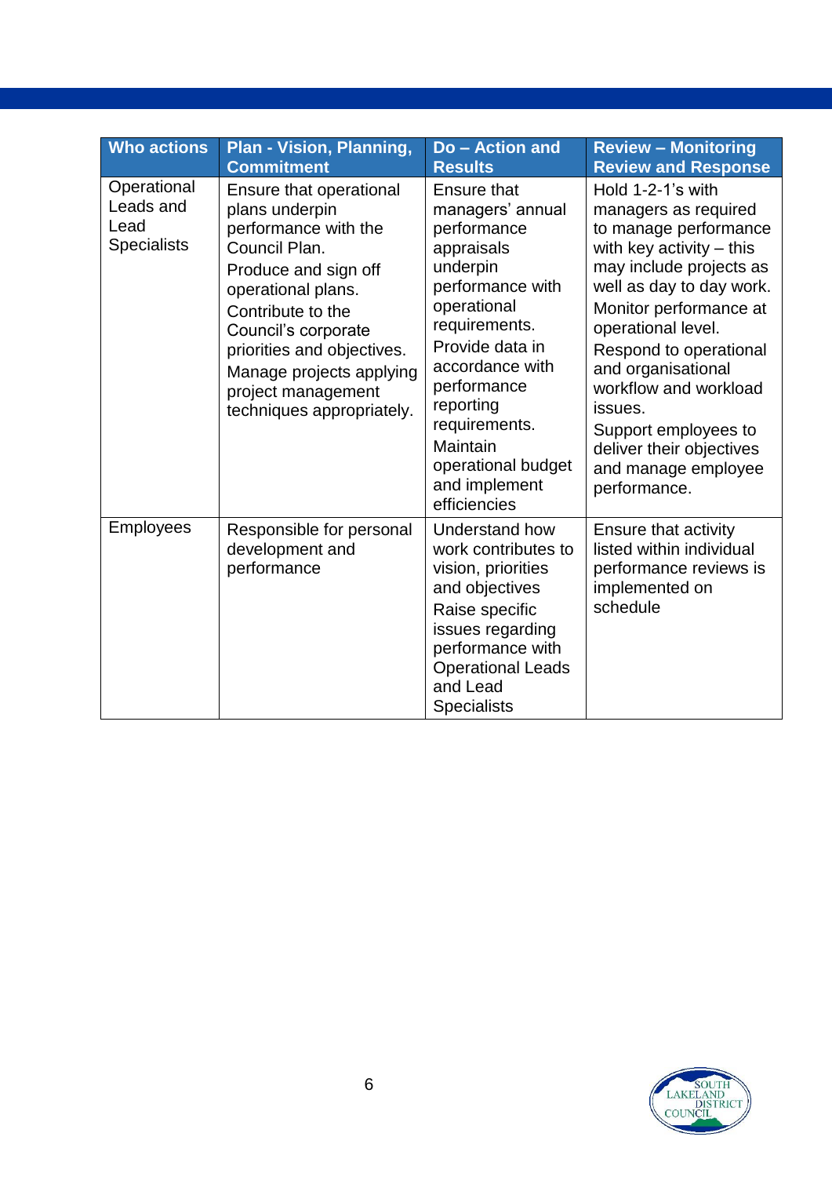| Who actions | Plan - Vision, Planning, Commitment | Do – Action and Results | Review – Monitoring Review and Response |
|---|---|---|---|
| Operational Leads and Lead Specialists | Ensure that operational plans underpin performance with the Council Plan.<br>Produce and sign off operational plans.<br>Contribute to the Council's corporate priorities and objectives.<br>Manage projects applying project management techniques appropriately. | Ensure that managers' annual performance appraisals underpin performance with operational requirements.<br>Provide data in accordance with performance reporting requirements.<br>Maintain operational budget and implement efficiencies | Hold 1-2-1's with managers as required to manage performance with key activity – this may include projects as well as day to day work.<br>Monitor performance at operational level.<br>Respond to operational and organisational workflow and workload issues.<br>Support employees to deliver their objectives and manage employee performance. |
| Employees | Responsible for personal development and performance | Understand how work contributes to vision, priorities and objectives<br>Raise specific issues regarding performance with Operational Leads and Lead Specialists | Ensure that activity listed within individual performance reviews is implemented on schedule |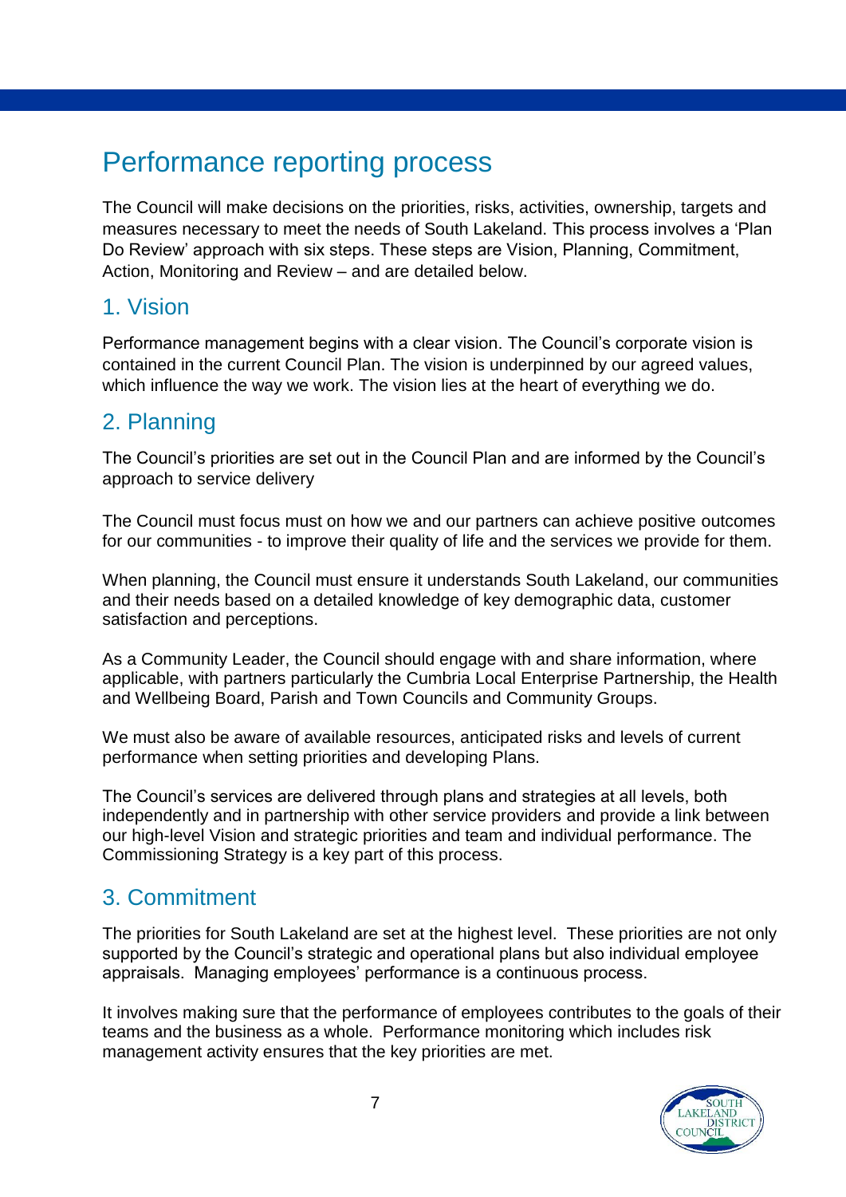# Performance reporting process

The Council will make decisions on the priorities, risks, activities, ownership, targets and measures necessary to meet the needs of South Lakeland. This process involves a 'Plan Do Review' approach with six steps. These steps are Vision, Planning, Commitment, Action, Monitoring and Review – and are detailed below.

## 1. Vision

Performance management begins with a clear vision. The Council's corporate vision is contained in the current Council Plan. The vision is underpinned by our agreed values, which influence the way we work. The vision lies at the heart of everything we do.

## 2. Planning

The Council's priorities are set out in the Council Plan and are informed by the Council's approach to service delivery

The Council must focus must on how we and our partners can achieve positive outcomes for our communities - to improve their quality of life and the services we provide for them.

When planning, the Council must ensure it understands South Lakeland, our communities and their needs based on a detailed knowledge of key demographic data, customer satisfaction and perceptions.

As a Community Leader, the Council should engage with and share information, where applicable, with partners particularly the Cumbria Local Enterprise Partnership, the Health and Wellbeing Board, Parish and Town Councils and Community Groups.

We must also be aware of available resources, anticipated risks and levels of current performance when setting priorities and developing Plans.

The Council's services are delivered through plans and strategies at all levels, both independently and in partnership with other service providers and provide a link between our high-level Vision and strategic priorities and team and individual performance. The Commissioning Strategy is a key part of this process.

## 3. Commitment

The priorities for South Lakeland are set at the highest level. These priorities are not only supported by the Council's strategic and operational plans but also individual employee appraisals. Managing employees' performance is a continuous process.

It involves making sure that the performance of employees contributes to the goals of their teams and the business as a whole. Performance monitoring which includes risk management activity ensures that the key priorities are met.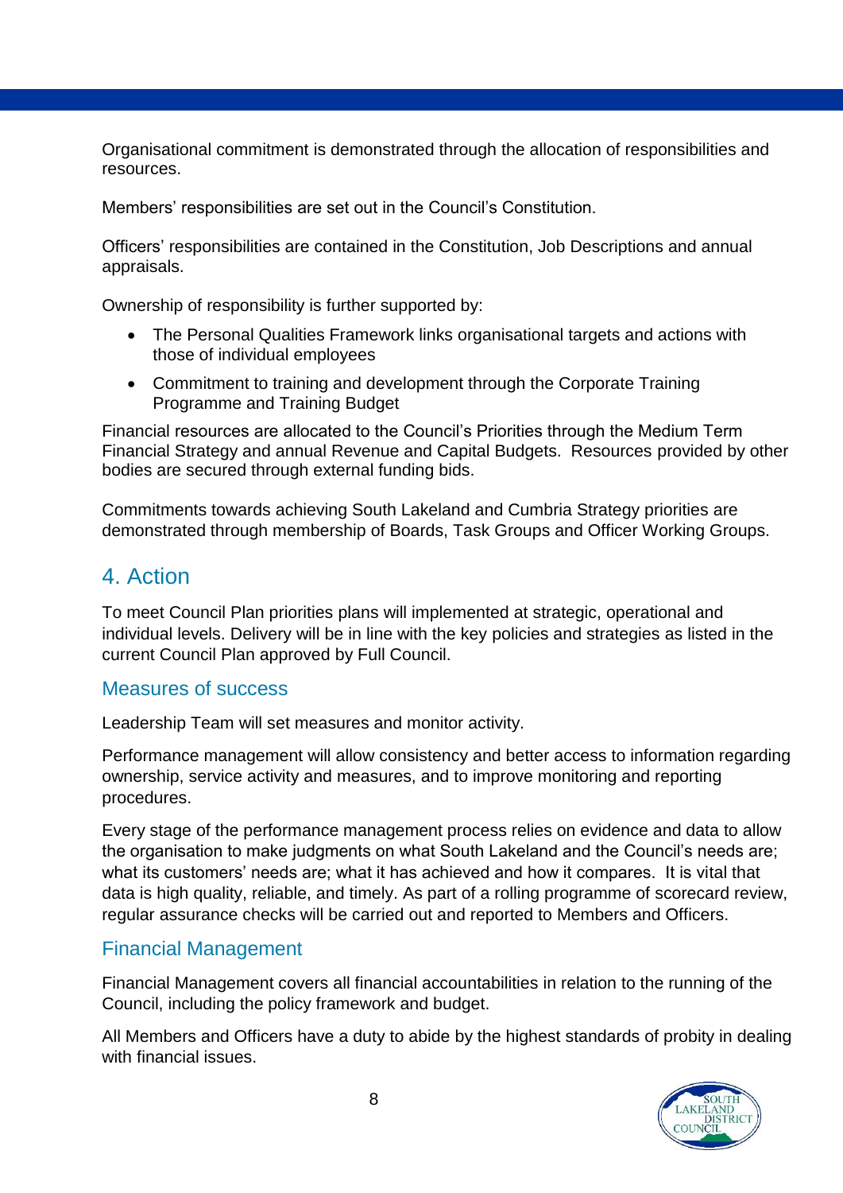Organisational commitment is demonstrated through the allocation of responsibilities and resources.

Members' responsibilities are set out in the Council's Constitution.

Officers' responsibilities are contained in the Constitution, Job Descriptions and annual appraisals.

Ownership of responsibility is further supported by:

- The Personal Qualities Framework links organisational targets and actions with those of individual employees
- Commitment to training and development through the Corporate Training Programme and Training Budget

Financial resources are allocated to the Council's Priorities through the Medium Term Financial Strategy and annual Revenue and Capital Budgets. Resources provided by other bodies are secured through external funding bids.

Commitments towards achieving South Lakeland and Cumbria Strategy priorities are demonstrated through membership of Boards, Task Groups and Officer Working Groups.

## 4. Action

To meet Council Plan priorities plans will implemented at strategic, operational and individual levels. Delivery will be in line with the key policies and strategies as listed in the current Council Plan approved by Full Council.

### Measures of success

Leadership Team will set measures and monitor activity.

Performance management will allow consistency and better access to information regarding ownership, service activity and measures, and to improve monitoring and reporting procedures.

Every stage of the performance management process relies on evidence and data to allow the organisation to make judgments on what South Lakeland and the Council's needs are; what its customers' needs are; what it has achieved and how it compares. It is vital that data is high quality, reliable, and timely. As part of a rolling programme of scorecard review, regular assurance checks will be carried out and reported to Members and Officers.

### Financial Management

Financial Management covers all financial accountabilities in relation to the running of the Council, including the policy framework and budget.

All Members and Officers have a duty to abide by the highest standards of probity in dealing with financial issues.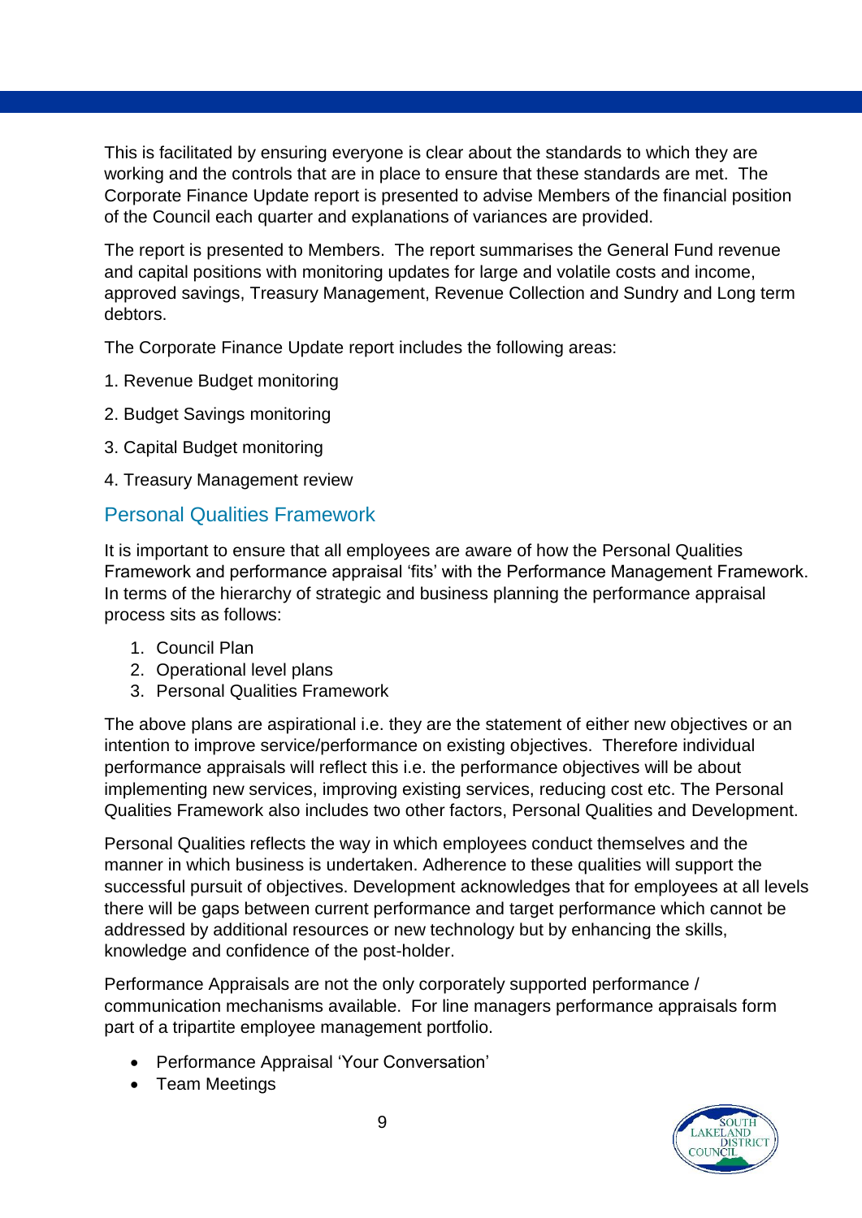This is facilitated by ensuring everyone is clear about the standards to which they are working and the controls that are in place to ensure that these standards are met. The Corporate Finance Update report is presented to advise Members of the financial position of the Council each quarter and explanations of variances are provided.

The report is presented to Members. The report summarises the General Fund revenue and capital positions with monitoring updates for large and volatile costs and income, approved savings, Treasury Management, Revenue Collection and Sundry and Long term debtors.

The Corporate Finance Update report includes the following areas:

1. Revenue Budget monitoring
2. Budget Savings monitoring
3. Capital Budget monitoring
4. Treasury Management review

## Personal Qualities Framework

It is important to ensure that all employees are aware of how the Personal Qualities Framework and performance appraisal 'fits' with the Performance Management Framework. In terms of the hierarchy of strategic and business planning the performance appraisal process sits as follows:

1. Council Plan
2. Operational level plans
3. Personal Qualities Framework

The above plans are aspirational i.e. they are the statement of either new objectives or an intention to improve service/performance on existing objectives. Therefore individual performance appraisals will reflect this i.e. the performance objectives will be about implementing new services, improving existing services, reducing cost etc. The Personal Qualities Framework also includes two other factors, Personal Qualities and Development.

Personal Qualities reflects the way in which employees conduct themselves and the manner in which business is undertaken. Adherence to these qualities will support the successful pursuit of objectives. Development acknowledges that for employees at all levels there will be gaps between current performance and target performance which cannot be addressed by additional resources or new technology but by enhancing the skills, knowledge and confidence of the post-holder.

Performance Appraisals are not the only corporately supported performance / communication mechanisms available. For line managers performance appraisals form part of a tripartite employee management portfolio.

- Performance Appraisal 'Your Conversation'
- Team Meetings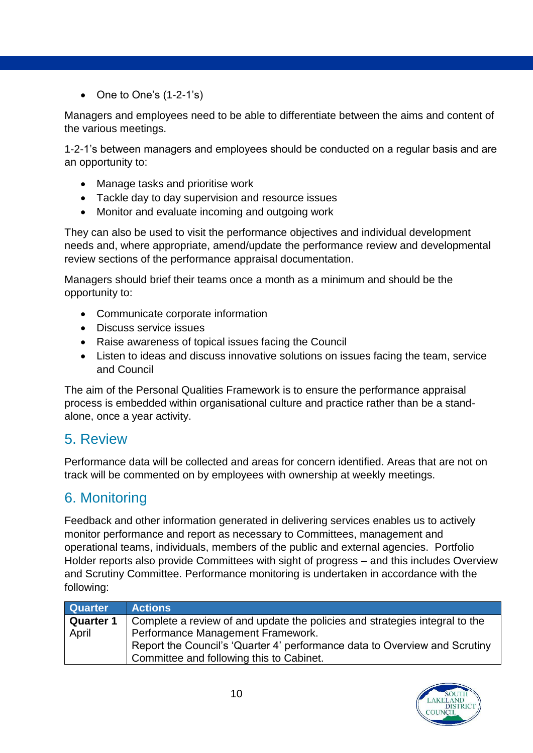- One to One’s (1-2-1’s)

Managers and employees need to be able to differentiate between the aims and content of the various meetings.

1-2-1’s between managers and employees should be conducted on a regular basis and are an opportunity to:

- Manage tasks and prioritise work
- Tackle day to day supervision and resource issues
- Monitor and evaluate incoming and outgoing work

They can also be used to visit the performance objectives and individual development needs and, where appropriate, amend/update the performance review and developmental review sections of the performance appraisal documentation.

Managers should brief their teams once a month as a minimum and should be the opportunity to:

- Communicate corporate information
- Discuss service issues
- Raise awareness of topical issues facing the Council
- Listen to ideas and discuss innovative solutions on issues facing the team, service and Council

The aim of the Personal Qualities Framework is to ensure the performance appraisal process is embedded within organisational culture and practice rather than be a stand-alone, once a year activity.

## 5. Review

Performance data will be collected and areas for concern identified. Areas that are not on track will be commented on by employees with ownership at weekly meetings.

## 6. Monitoring

Feedback and other information generated in delivering services enables us to actively monitor performance and report as necessary to Committees, management and operational teams, individuals, members of the public and external agencies. Portfolio Holder reports also provide Committees with sight of progress – and this includes Overview and Scrutiny Committee. Performance monitoring is undertaken in accordance with the following:

| Quarter | Actions |
|---|---|
| **Quarter 1** April | Complete a review of and update the policies and strategies integral to the Performance Management Framework. Report the Council’s ‘Quarter 4’ performance data to Overview and Scrutiny Committee and following this to Cabinet. |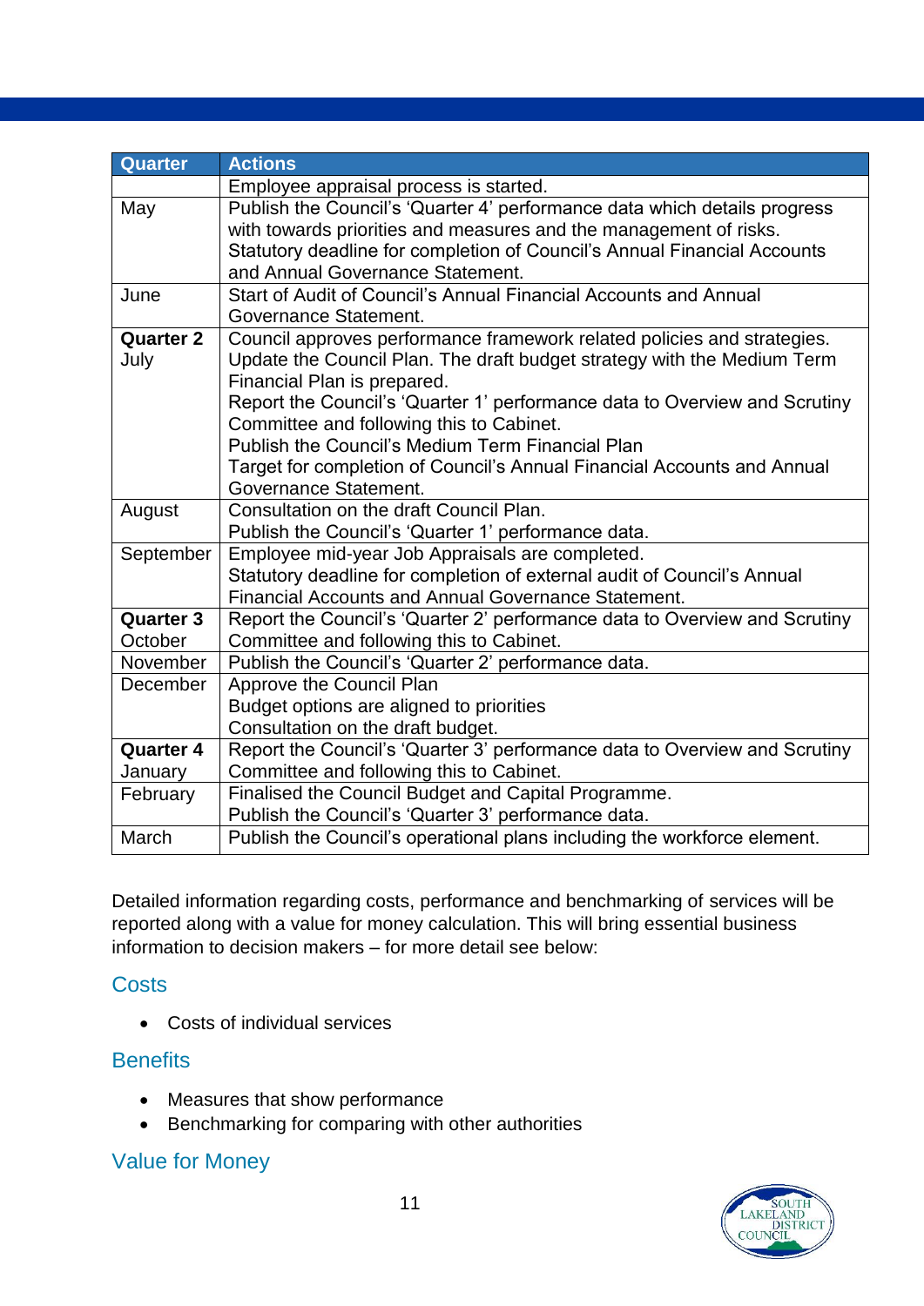| Quarter | Actions |
|---|---|
| | Employee appraisal process is started. |
| May | Publish the Council's 'Quarter 4' performance data which details progress with towards priorities and measures and the management of risks.<br>Statutory deadline for completion of Council's Annual Financial Accounts and Annual Governance Statement. |
| June | Start of Audit of Council's Annual Financial Accounts and Annual Governance Statement. |
| **Quarter 2**<br>July | Council approves performance framework related policies and strategies.<br>Update the Council Plan. The draft budget strategy with the Medium Term Financial Plan is prepared.<br>Report the Council's 'Quarter 1' performance data to Overview and Scrutiny Committee and following this to Cabinet.<br>Publish the Council's Medium Term Financial Plan<br>Target for completion of Council's Annual Financial Accounts and Annual Governance Statement. |
| August | Consultation on the draft Council Plan.<br>Publish the Council's 'Quarter 1' performance data. |
| September | Employee mid-year Job Appraisals are completed.<br>Statutory deadline for completion of external audit of Council's Annual Financial Accounts and Annual Governance Statement. |
| **Quarter 3**<br>October | Report the Council's 'Quarter 2' performance data to Overview and Scrutiny Committee and following this to Cabinet. |
| November | Publish the Council's 'Quarter 2' performance data. |
| December | Approve the Council Plan<br>Budget options are aligned to priorities<br>Consultation on the draft budget. |
| **Quarter 4**<br>January | Report the Council's 'Quarter 3' performance data to Overview and Scrutiny Committee and following this to Cabinet. |
| February | Finalised the Council Budget and Capital Programme.<br>Publish the Council's 'Quarter 3' performance data. |
| March | Publish the Council's operational plans including the workforce element. |

Detailed information regarding costs, performance and benchmarking of services will be reported along with a value for money calculation. This will bring essential business information to decision makers – for more detail see below:

### Costs

- Costs of individual services

### Benefits

- Measures that show performance
- Benchmarking for comparing with other authorities

### Value for Money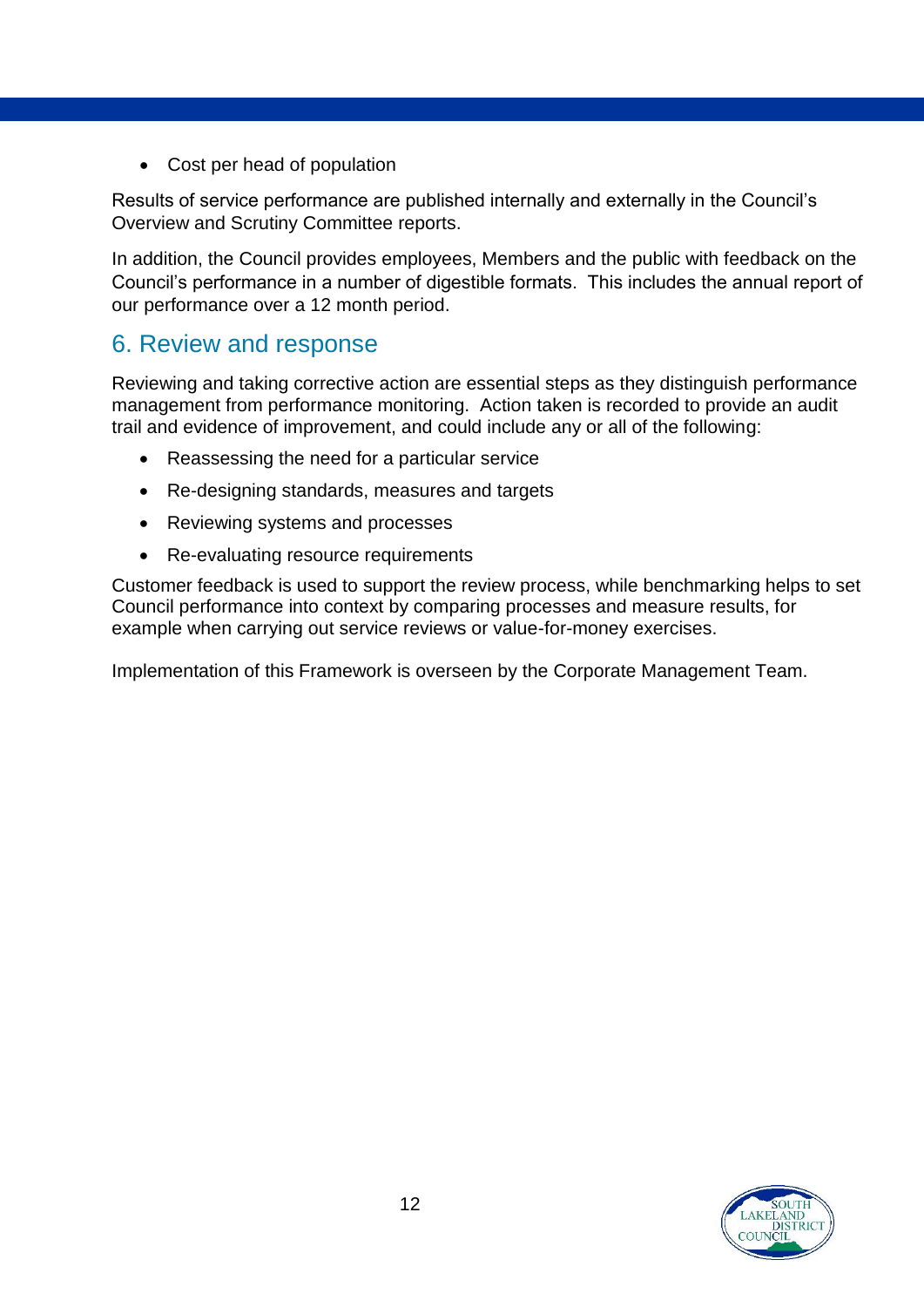- Cost per head of population

Results of service performance are published internally and externally in the Council's Overview and Scrutiny Committee reports.

In addition, the Council provides employees, Members and the public with feedback on the Council's performance in a number of digestible formats. This includes the annual report of our performance over a 12 month period.

## 6. Review and response

Reviewing and taking corrective action are essential steps as they distinguish performance management from performance monitoring. Action taken is recorded to provide an audit trail and evidence of improvement, and could include any or all of the following:

- Reassessing the need for a particular service
- Re-designing standards, measures and targets
- Reviewing systems and processes
- Re-evaluating resource requirements

Customer feedback is used to support the review process, while benchmarking helps to set Council performance into context by comparing processes and measure results, for example when carrying out service reviews or value-for-money exercises.

Implementation of this Framework is overseen by the Corporate Management Team.